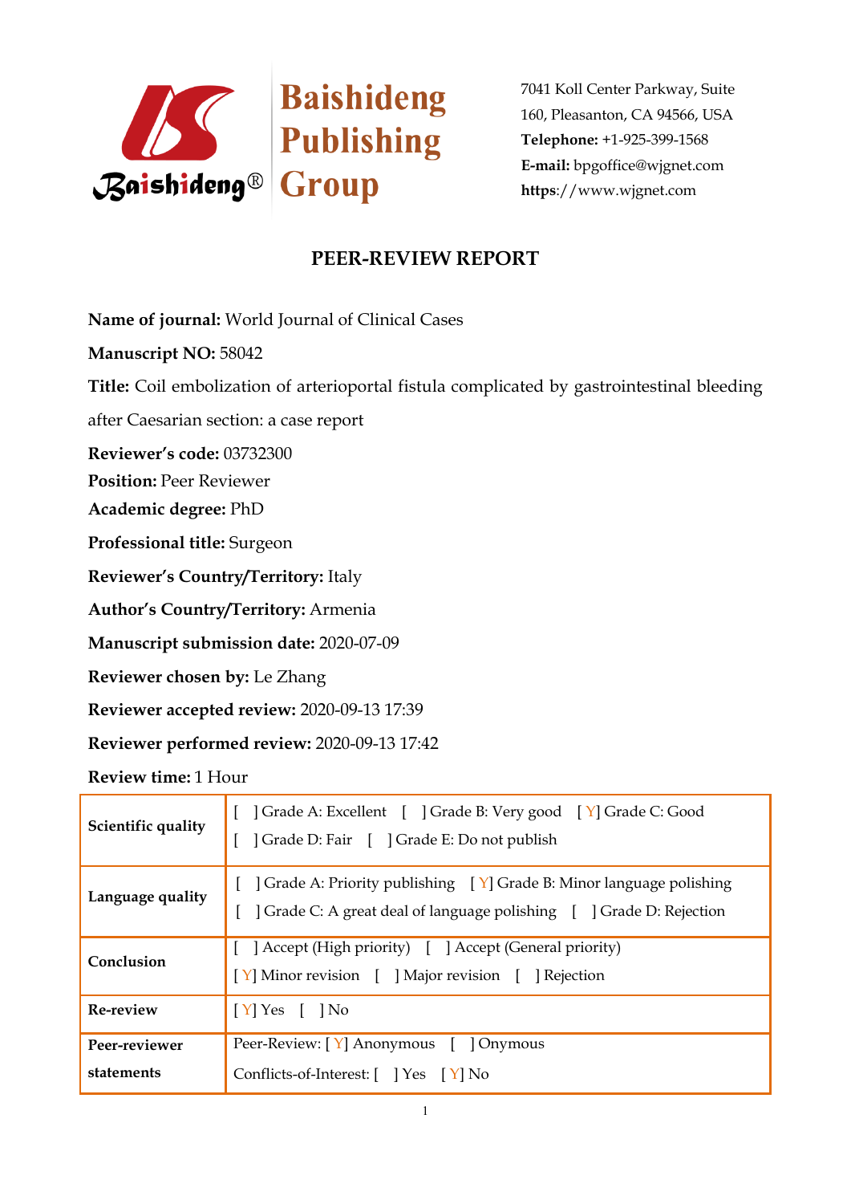Baishideng® **Baishideng Publishing Group**

7041 Koll Center Parkway, Suite 160, Pleasanton, CA 94566, USA
**Telephone:** +1-925-399-1568
**E-mail:** bpgoffice@wjgnet.com
**https**://www.wjgnet.com

# PEER-REVIEW REPORT

**Name of journal:** World Journal of Clinical Cases

**Manuscript NO:** 58042

**Title:** Coil embolization of arterioportal fistula complicated by gastrointestinal bleeding after Caesarian section: a case report

**Reviewer's code:** 03732300

**Position:** Peer Reviewer

**Academic degree:** PhD

**Professional title:** Surgeon

**Reviewer's Country/Territory:** Italy

**Author's Country/Territory:** Armenia

**Manuscript submission date:** 2020-07-09

**Reviewer chosen by:** Le Zhang

**Reviewer accepted review:** 2020-09-13 17:39

**Reviewer performed review:** 2020-09-13 17:42

**Review time:** 1 Hour

| | |
|---|---|
| **Scientific quality** | [ ] Grade A: Excellent [ ] Grade B: Very good [ Y] Grade C: Good [ ] Grade D: Fair [ ] Grade E: Do not publish |
| **Language quality** | [ ] Grade A: Priority publishing [ Y] Grade B: Minor language polishing [ ] Grade C: A great deal of language polishing [ ] Grade D: Rejection |
| **Conclusion** | [ ] Accept (High priority) [ ] Accept (General priority) [ Y] Minor revision [ ] Major revision [ ] Rejection |
| **Re-review** | [ Y] Yes [ ] No |
| **Peer-reviewer statements** | Peer-Review: [ Y] Anonymous [ ] Onymous Conflicts-of-Interest: [ ] Yes [ Y] No |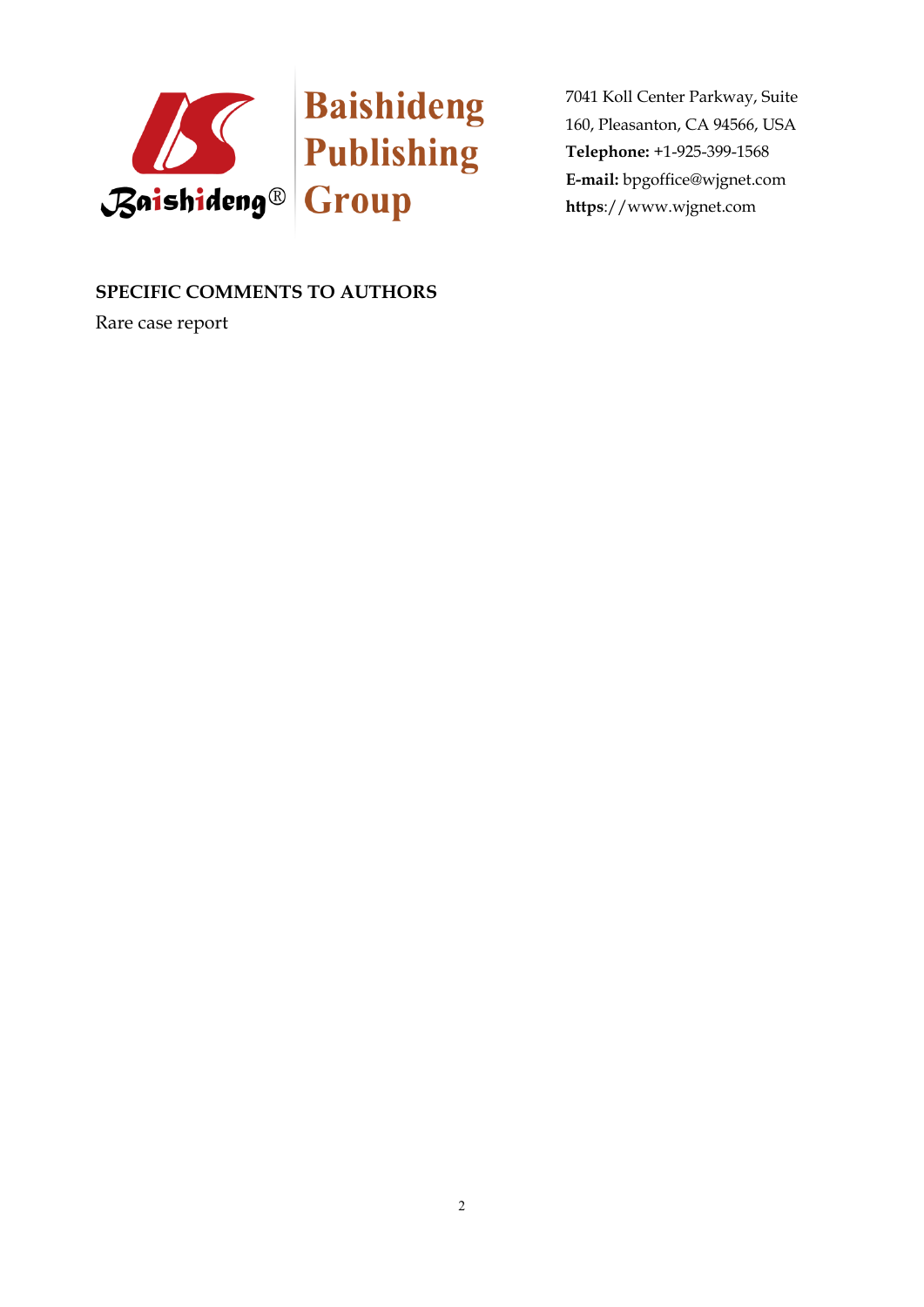**SPECIFIC COMMENTS TO AUTHORS**

Rare case report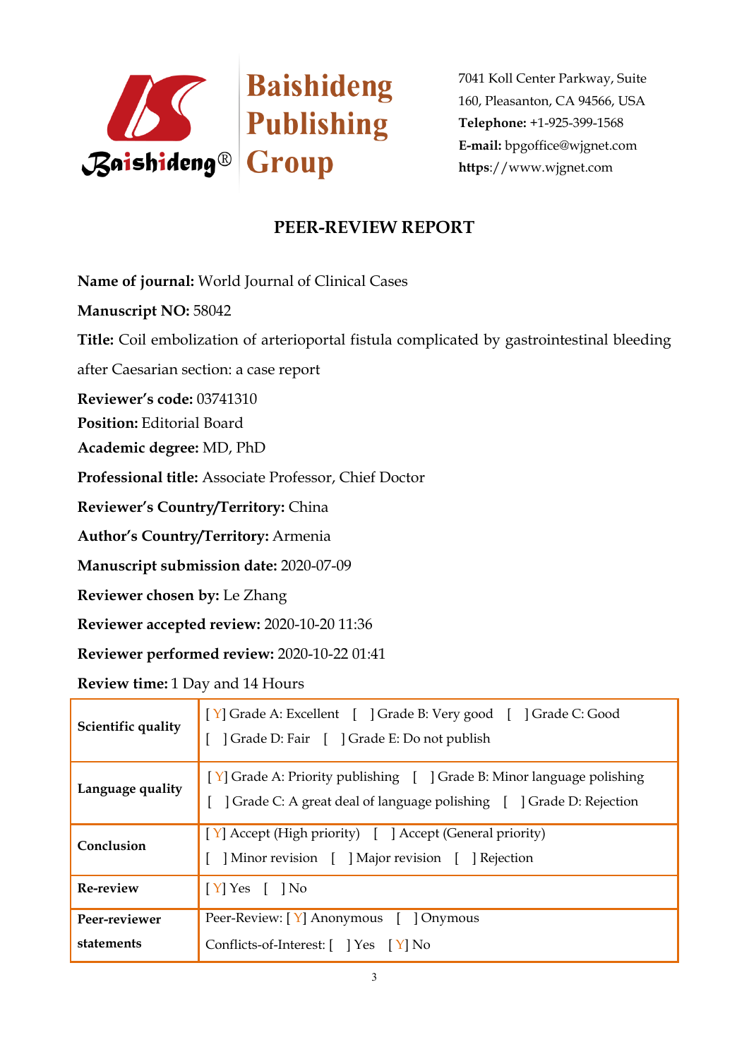Baishideng Publishing Group

7041 Koll Center Parkway, Suite 160, Pleasanton, CA 94566, USA
**Telephone:** +1-925-399-1568
**E-mail:** bpgoffice@wjgnet.com
**https**://www.wjgnet.com

## PEER-REVIEW REPORT

**Name of journal:** World Journal of Clinical Cases

**Manuscript NO:** 58042

**Title:** Coil embolization of arterioportal fistula complicated by gastrointestinal bleeding after Caesarian section: a case report

**Reviewer's code:** 03741310

**Position:** Editorial Board

**Academic degree:** MD, PhD

**Professional title:** Associate Professor, Chief Doctor

**Reviewer's Country/Territory:** China

**Author's Country/Territory:** Armenia

**Manuscript submission date:** 2020-07-09

**Reviewer chosen by:** Le Zhang

**Reviewer accepted review:** 2020-10-20 11:36

**Reviewer performed review:** 2020-10-22 01:41

**Review time:** 1 Day and 14 Hours

| | |
|---|---|
| **Scientific quality** | [ Y] Grade A: Excellent [ ] Grade B: Very good [ ] Grade C: Good [ ] Grade D: Fair [ ] Grade E: Do not publish |
| **Language quality** | [ Y] Grade A: Priority publishing [ ] Grade B: Minor language polishing [ ] Grade C: A great deal of language polishing [ ] Grade D: Rejection |
| **Conclusion** | [ Y] Accept (High priority) [ ] Accept (General priority) [ ] Minor revision [ ] Major revision [ ] Rejection |
| **Re-review** | [ Y] Yes [ ] No |
| **Peer-reviewer statements** | Peer-Review: [ Y] Anonymous [ ] Onymous Conflicts-of-Interest: [ ] Yes [ Y] No |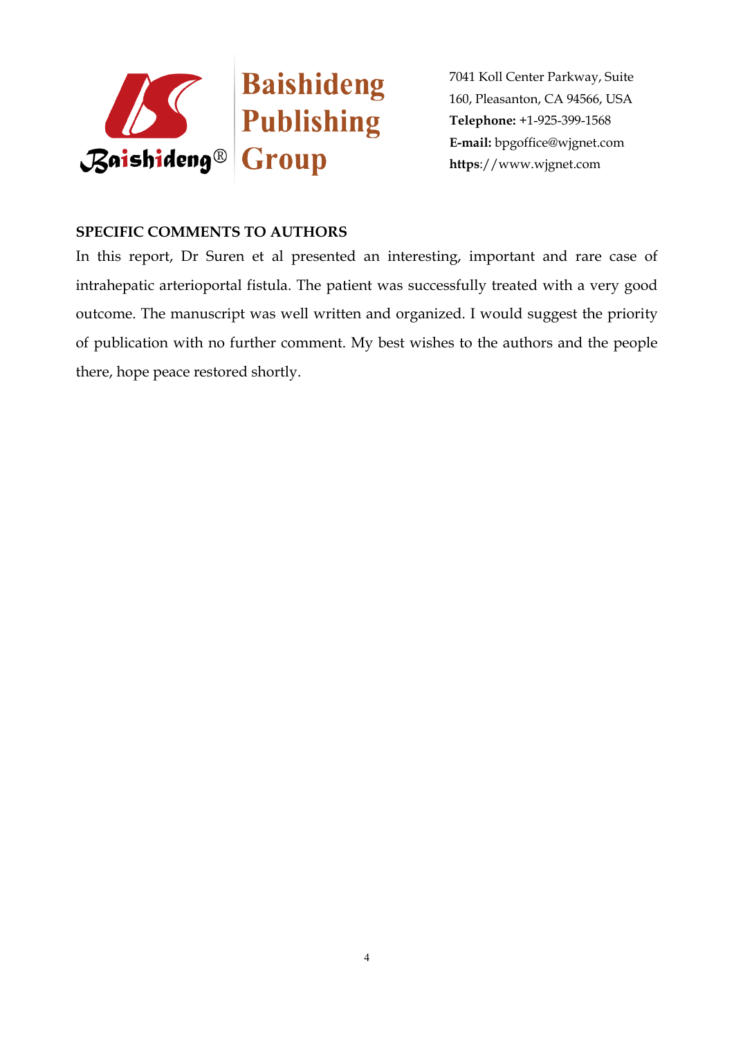## SPECIFIC COMMENTS TO AUTHORS

In this report, Dr Suren et al presented an interesting, important and rare case of intrahepatic arterioportal fistula. The patient was successfully treated with a very good outcome. The manuscript was well written and organized. I would suggest the priority of publication with no further comment. My best wishes to the authors and the people there, hope peace restored shortly.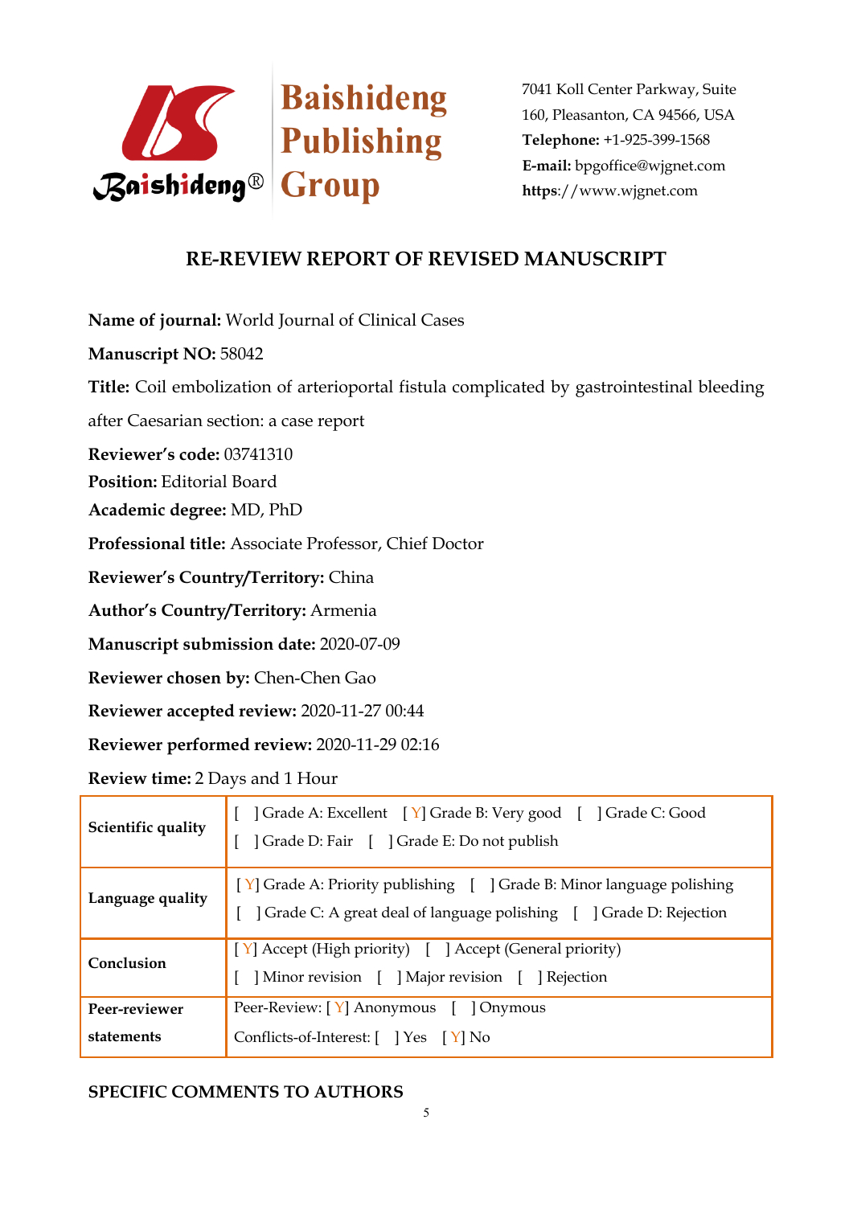Baishideng Publishing Group

7041 Koll Center Parkway, Suite 160, Pleasanton, CA 94566, USA
**Telephone:** +1-925-399-1568
**E-mail:** bpgoffice@wjgnet.com
**https**://www.wjgnet.com

## RE-REVIEW REPORT OF REVISED MANUSCRIPT

**Name of journal:** World Journal of Clinical Cases

**Manuscript NO:** 58042

**Title:** Coil embolization of arterioportal fistula complicated by gastrointestinal bleeding after Caesarian section: a case report

**Reviewer's code:** 03741310

**Position:** Editorial Board

**Academic degree:** MD, PhD

**Professional title:** Associate Professor, Chief Doctor

**Reviewer's Country/Territory:** China

**Author's Country/Territory:** Armenia

**Manuscript submission date:** 2020-07-09

**Reviewer chosen by:** Chen-Chen Gao

**Reviewer accepted review:** 2020-11-27 00:44

**Reviewer performed review:** 2020-11-29 02:16

**Review time:** 2 Days and 1 Hour

| | |
|---|---|
| **Scientific quality** | [ ] Grade A: Excellent [ Y] Grade B: Very good [ ] Grade C: Good<br>[ ] Grade D: Fair [ ] Grade E: Do not publish |
| **Language quality** | [ Y] Grade A: Priority publishing [ ] Grade B: Minor language polishing<br>[ ] Grade C: A great deal of language polishing [ ] Grade D: Rejection |
| **Conclusion** | [ Y] Accept (High priority) [ ] Accept (General priority)<br>[ ] Minor revision [ ] Major revision [ ] Rejection |
| **Peer-reviewer statements** | Peer-Review: [ Y] Anonymous [ ] Onymous<br>Conflicts-of-Interest: [ ] Yes [ Y] No |

**SPECIFIC COMMENTS TO AUTHORS**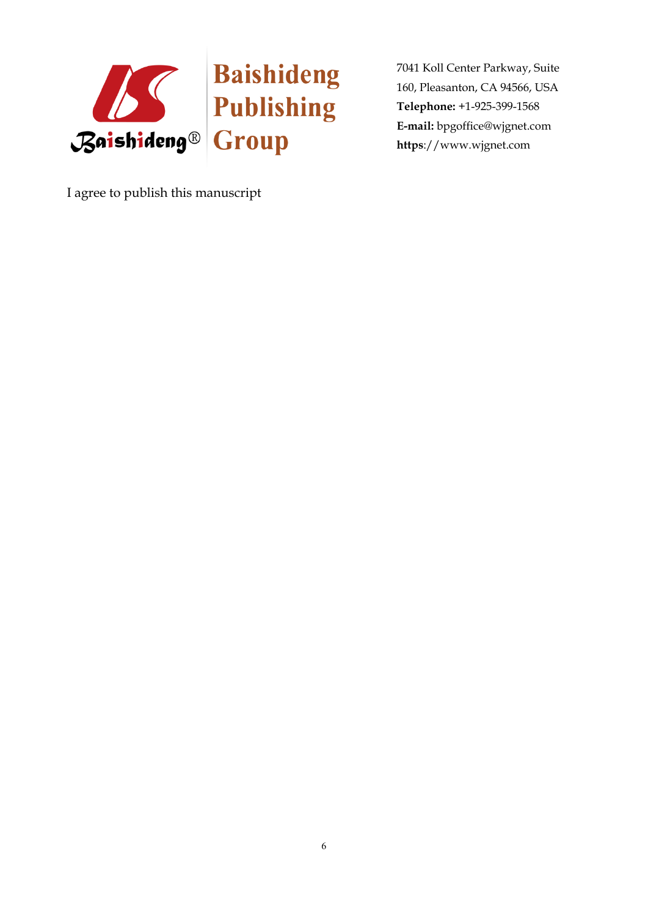Baishideng Publishing Group

7041 Koll Center Parkway, Suite 160, Pleasanton, CA 94566, USA

**Telephone:** +1-925-399-1568

**E-mail:** bpgoffice@wjgnet.com

**https**://www.wjgnet.com

I agree to publish this manuscript